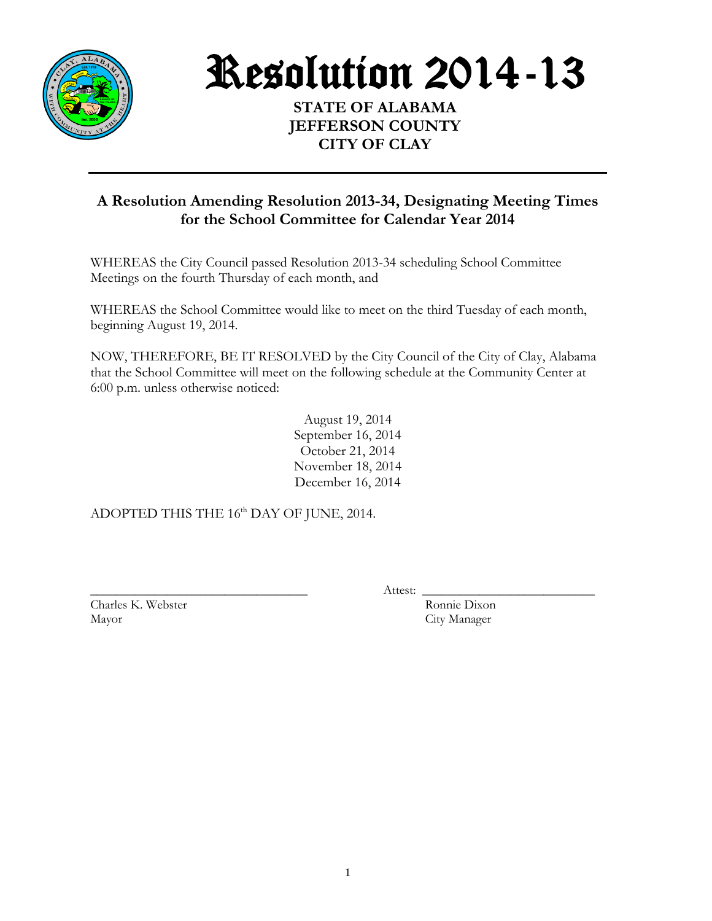# Resolution 2014-13

**STATE OF ALABAMA**
**JEFFERSON COUNTY**
**CITY OF CLAY**

---

## A Resolution Amending Resolution 2013-34, Designating Meeting Times for the School Committee for Calendar Year 2014

WHEREAS the City Council passed Resolution 2013-34 scheduling School Committee Meetings on the fourth Thursday of each month, and

WHEREAS the School Committee would like to meet on the third Tuesday of each month, beginning August 19, 2014.

NOW, THEREFORE, BE IT RESOLVED by the City Council of the City of Clay, Alabama that the School Committee will meet on the following schedule at the Community Center at 6:00 p.m. unless otherwise noticed:

August 19, 2014
September 16, 2014
October 21, 2014
November 18, 2014
December 16, 2014

ADOPTED THIS THE 16th DAY OF JUNE, 2014.

\_\_\_\_\_\_\_\_\_\_\_\_\_\_\_\_\_\_\_\_\_\_\_\_\_\_\_\_\_\_\_\_\_\_
Charles K. Webster
Mayor

Attest: \_\_\_\_\_\_\_\_\_\_\_\_\_\_\_\_\_\_\_\_\_\_\_\_\_\_\_\_
Ronnie Dixon
City Manager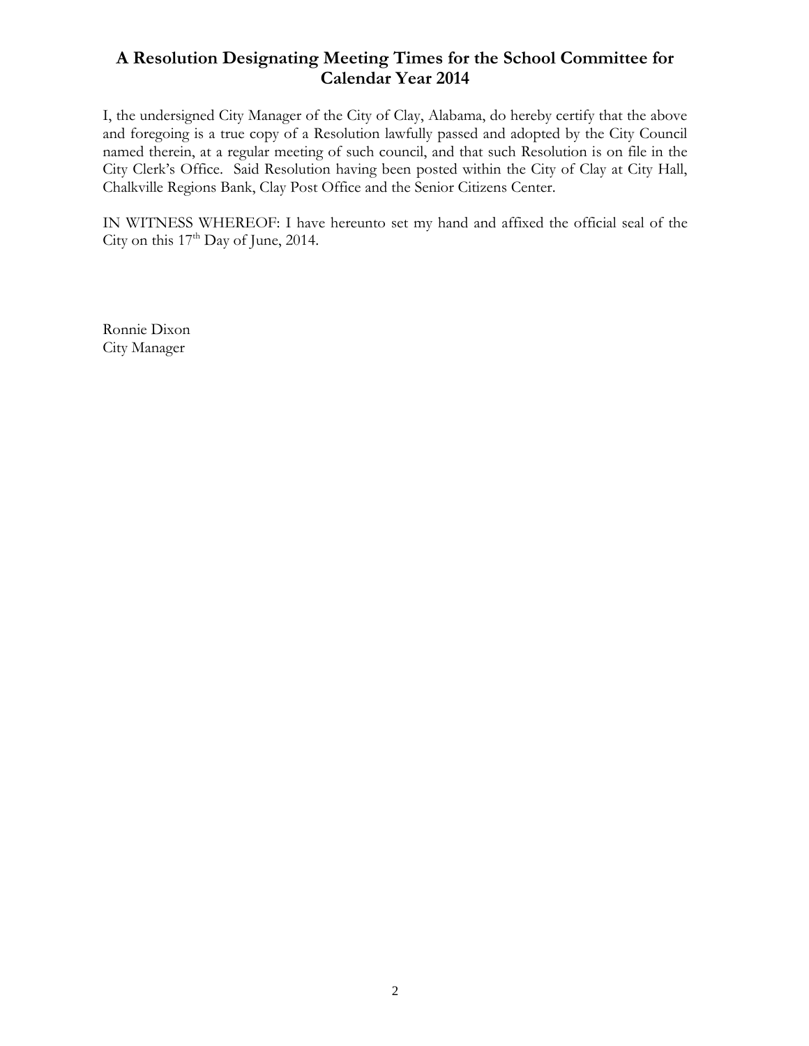# A Resolution Designating Meeting Times for the School Committee for Calendar Year 2014

I, the undersigned City Manager of the City of Clay, Alabama, do hereby certify that the above and foregoing is a true copy of a Resolution lawfully passed and adopted by the City Council named therein, at a regular meeting of such council, and that such Resolution is on file in the City Clerk's Office. Said Resolution having been posted within the City of Clay at City Hall, Chalkville Regions Bank, Clay Post Office and the Senior Citizens Center.

IN WITNESS WHEREOF: I have hereunto set my hand and affixed the official seal of the City on this 17th Day of June, 2014.

Ronnie Dixon
City Manager